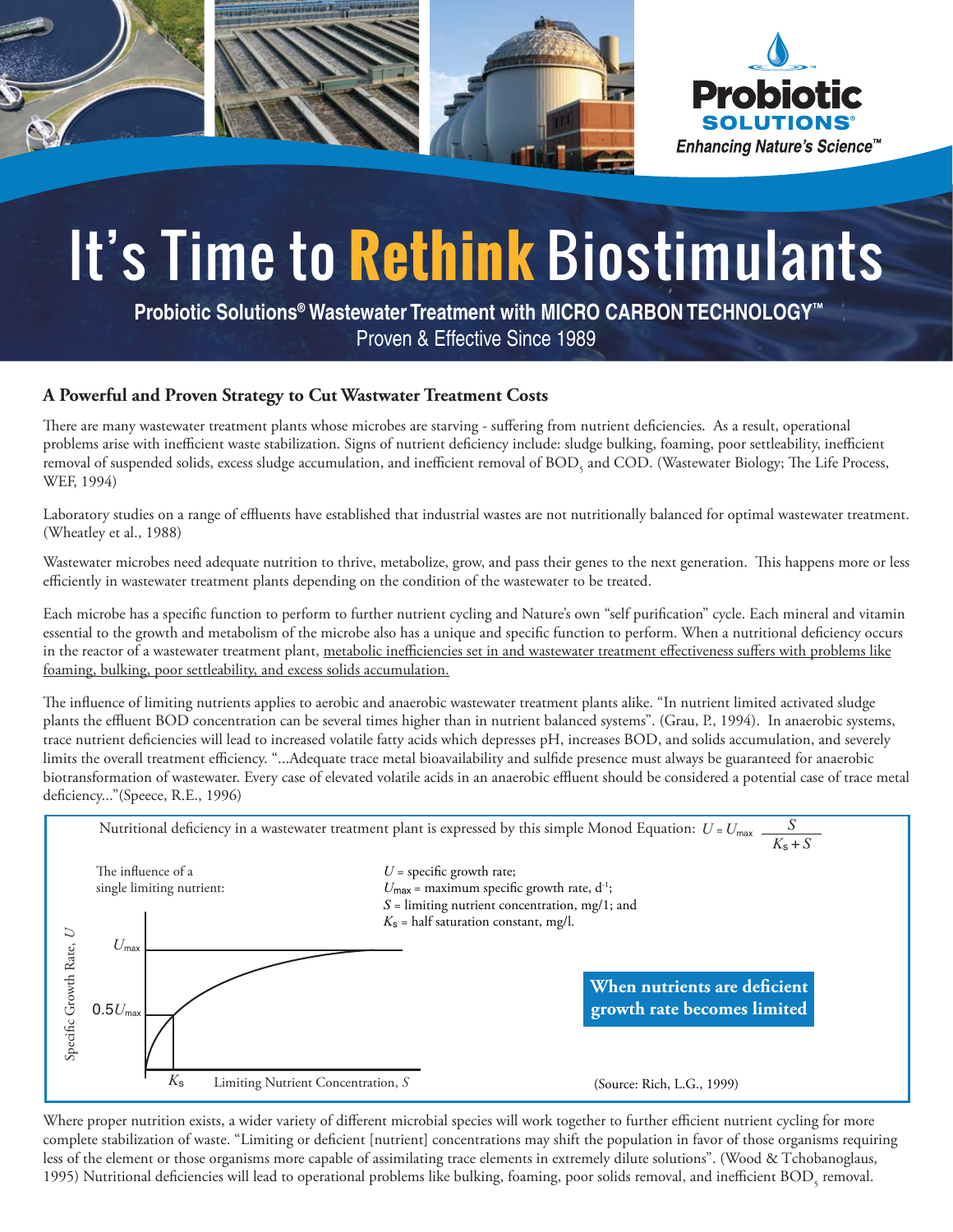Probiotic SOLUTIONS®

*Enhancing Nature's Science™*

# It's Time to Rethink Biostimulants

**Probiotic Solutions® Wastewater Treatment with MICRO CARBON TECHNOLOGY™**

Proven & Effective Since 1989

### A Powerful and Proven Strategy to Cut Wastewater Treatment Costs

There are many wastewater treatment plants whose microbes are starving - suffering from nutrient deficiencies. As a result, operational problems arise with inefficient waste stabilization. Signs of nutrient deficiency include: sludge bulking, foaming, poor settleability, inefficient removal of suspended solids, excess sludge accumulation, and inefficient removal of $BOD_5$ and COD. (Wastewater Biology; The Life Process, WEF, 1994)

Laboratory studies on a range of effluents have established that industrial wastes are not nutritionally balanced for optimal wastewater treatment. (Wheatley et al., 1988)

Wastewater microbes need adequate nutrition to thrive, metabolize, grow, and pass their genes to the next generation. This happens more or less efficiently in wastewater treatment plants depending on the condition of the wastewater to be treated.

Each microbe has a specific function to perform to further nutrient cycling and Nature's own "self purification" cycle. Each mineral and vitamin essential to the growth and metabolism of the microbe also has a unique and specific function to perform. When a nutritional deficiency occurs in the reactor of a wastewater treatment plant, metabolic inefficiencies set in and wastewater treatment effectiveness suffers with problems like foaming, bulking, poor settleability, and excess solids accumulation.

The influence of limiting nutrients applies to aerobic and anaerobic wastewater treatment plants alike. "In nutrient limited activated sludge plants the effluent BOD concentration can be several times higher than in nutrient balanced systems". (Grau, P., 1994). In anaerobic systems, trace nutrient deficiencies will lead to increased volatile fatty acids which depresses pH, increases BOD, and solids accumulation, and severely limits the overall treatment efficiency. "...Adequate trace metal bioavailability and sulfide presence must always be guaranteed for anaerobic biotransformation of wastewater. Every case of elevated volatile acids in an anaerobic effluent should be considered a potential case of trace metal deficiency..."(Speece, R.E., 1996)

Nutritional deficiency in a wastewater treatment plant is expressed by this simple Monod Equation: $U = U_{max} \dfrac{S}{K_s + S}$

The influence of a single limiting nutrient:

$U$ = specific growth rate;
$U_{max}$ = maximum specific growth rate, $d^{-1}$;
$S$ = limiting nutrient concentration, mg/1; and
$K_s$ = half saturation constant, mg/l.

[Graph: Specific Growth Rate, $U$ vs. Limiting Nutrient Concentration, $S$; curve approaches $U_{max}$, with $0.5U_{max}$ at $K_s$]

**When nutrients are deficient growth rate becomes limited**

(Source: Rich, L.G., 1999)

Where proper nutrition exists, a wider variety of different microbial species will work together to further efficient nutrient cycling for more complete stabilization of waste. "Limiting or deficient [nutrient] concentrations may shift the population in favor of those organisms requiring less of the element or those organisms more capable of assimilating trace elements in extremely dilute solutions". (Wood & Tchobanoglaus, 1995) Nutritional deficiencies will lead to operational problems like bulking, foaming, poor solids removal, and inefficient $BOD_5$ removal.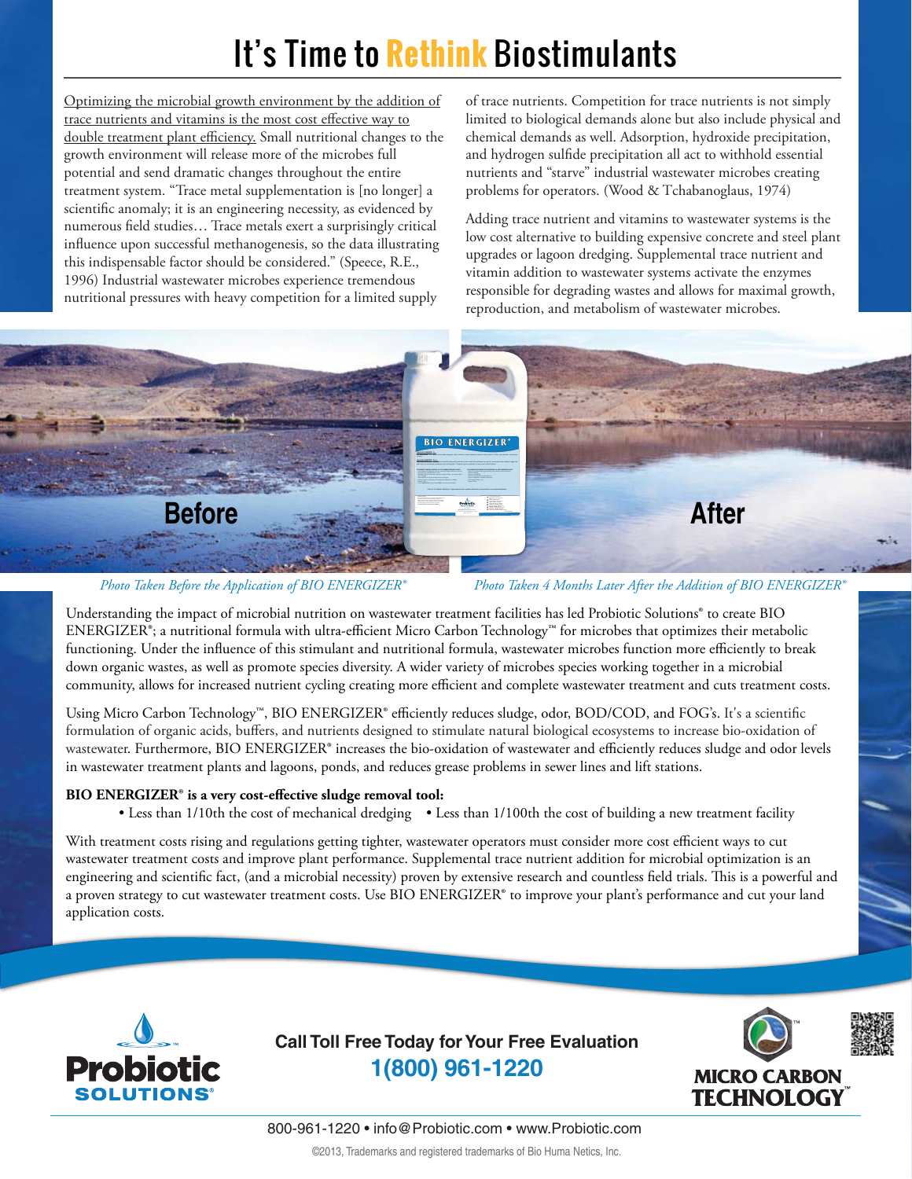# It's Time to Rethink Biostimulants

Optimizing the microbial growth environment by the addition of trace nutrients and vitamins is the most cost effective way to double treatment plant efficiency. Small nutritional changes to the growth environment will release more of the microbes full potential and send dramatic changes throughout the entire treatment system. "Trace metal supplementation is [no longer] a scientific anomaly; it is an engineering necessity, as evidenced by numerous field studies… Trace metals exert a surprisingly critical influence upon successful methanogenesis, so the data illustrating this indispensable factor should be considered." (Speece, R.E., 1996) Industrial wastewater microbes experience tremendous nutritional pressures with heavy competition for a limited supply of trace nutrients. Competition for trace nutrients is not simply limited to biological demands alone but also include physical and chemical demands as well. Adsorption, hydroxide precipitation, and hydrogen sulfide precipitation all act to withhold essential nutrients and "starve" industrial wastewater microbes creating problems for operators. (Wood & Tchabanoglaus, 1974)

Adding trace nutrient and vitamins to wastewater systems is the low cost alternative to building expensive concrete and steel plant upgrades or lagoon dredging. Supplemental trace nutrient and vitamin addition to wastewater systems activate the enzymes responsible for degrading wastes and allows for maximal growth, reproduction, and metabolism of wastewater microbes.

Before

After

*Photo Taken Before the Application of BIO ENERGIZER®*

*Photo Taken 4 Months Later After the Addition of BIO ENERGIZER®*

Understanding the impact of microbial nutrition on wastewater treatment facilities has led Probiotic Solutions® to create BIO ENERGIZER®; a nutritional formula with ultra-efficient Micro Carbon Technology™ for microbes that optimizes their metabolic functioning. Under the influence of this stimulant and nutritional formula, wastewater microbes function more efficiently to break down organic wastes, as well as promote species diversity. A wider variety of microbes species working together in a microbial community, allows for increased nutrient cycling creating more efficient and complete wastewater treatment and cuts treatment costs.

Using Micro Carbon Technology™, BIO ENERGIZER® efficiently reduces sludge, odor, BOD/COD, and FOG's. It's a scientific formulation of organic acids, buffers, and nutrients designed to stimulate natural biological ecosystems to increase bio-oxidation of wastewater. Furthermore, BIO ENERGIZER® increases the bio-oxidation of wastewater and efficiently reduces sludge and odor levels in wastewater treatment plants and lagoons, ponds, and reduces grease problems in sewer lines and lift stations.

**BIO ENERGIZER® is a very cost-effective sludge removal tool:**

- Less than 1/10th the cost of mechanical dredging
- Less than 1/100th the cost of building a new treatment facility

With treatment costs rising and regulations getting tighter, wastewater operators must consider more cost efficient ways to cut wastewater treatment costs and improve plant performance. Supplemental trace nutrient addition for microbial optimization is an engineering and scientific fact, (and a microbial necessity) proven by extensive research and countless field trials. This is a powerful and a proven strategy to cut wastewater treatment costs. Use BIO ENERGIZER® to improve your plant's performance and cut your land application costs.

Probiotic SOLUTIONS®

**Call Toll Free Today for Your Free Evaluation**

**1(800) 961-1220**

MICRO CARBON TECHNOLOGY™

800-961-1220 • info@Probiotic.com • www.Probiotic.com

©2013, Trademarks and registered trademarks of Bio Huma Netics, Inc.